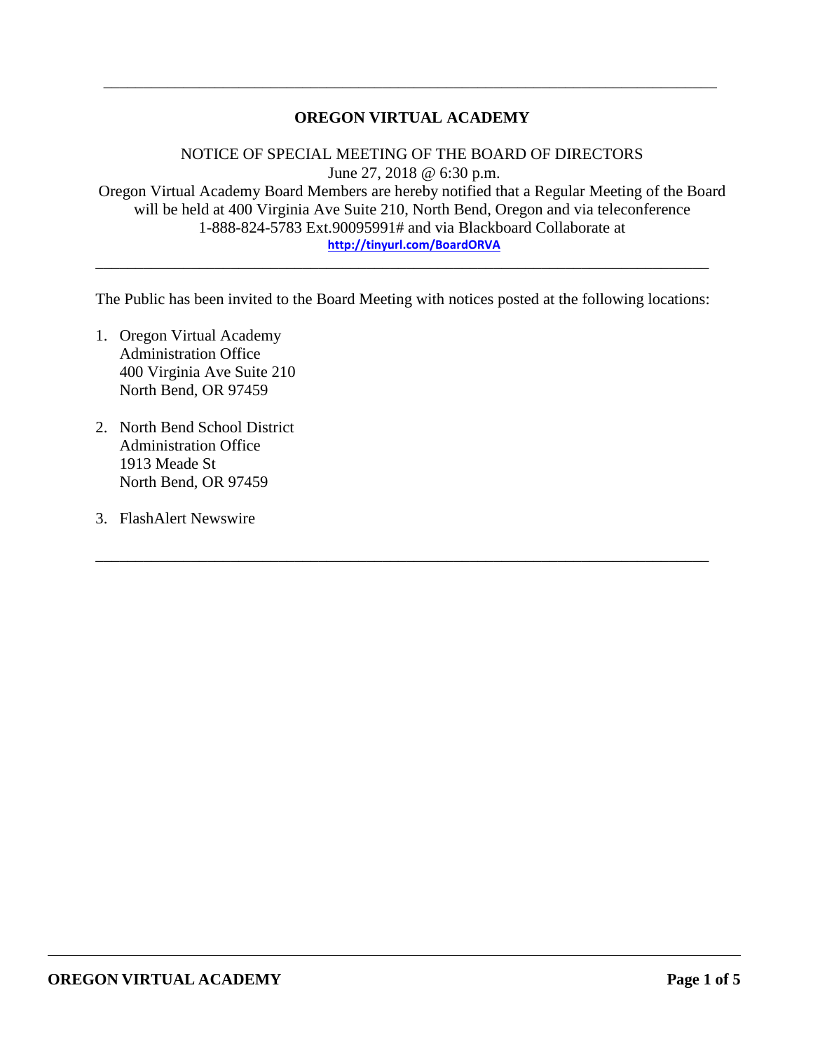---

# OREGON VIRTUAL ACADEMY

NOTICE OF SPECIAL MEETING OF THE BOARD OF DIRECTORS
June 27, 2018 @ 6:30 p.m.
Oregon Virtual Academy Board Members are hereby notified that a Regular Meeting of the Board will be held at 400 Virginia Ave Suite 210, North Bend, Oregon and via teleconference 1-888-824-5783 Ext.90095991# and via Blackboard Collaborate at
http://tinyurl.com/BoardORVA

---

The Public has been invited to the Board Meeting with notices posted at the following locations:

1. Oregon Virtual Academy
   Administration Office
   400 Virginia Ave Suite 210
   North Bend, OR 97459

2. North Bend School District
   Administration Office
   1913 Meade St
   North Bend, OR 97459

3. FlashAlert Newswire

---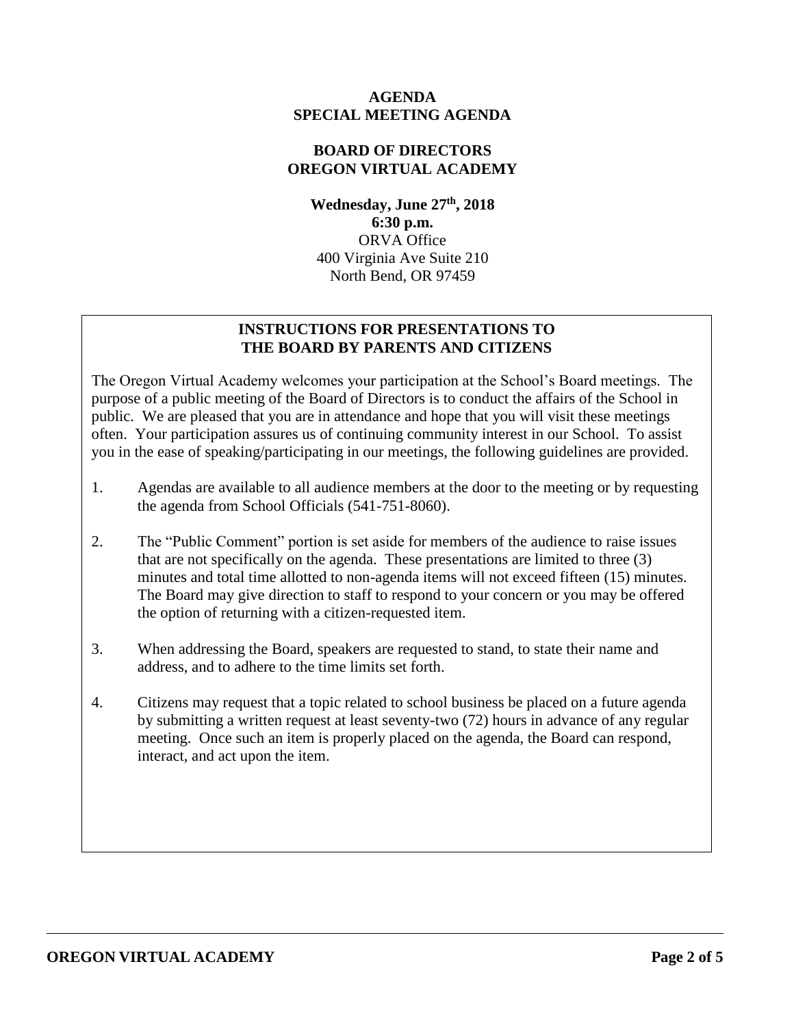**AGENDA**
**SPECIAL MEETING AGENDA**

**BOARD OF DIRECTORS**
**OREGON VIRTUAL ACADEMY**

**Wednesday, June 27th, 2018**
**6:30 p.m.**
ORVA Office
400 Virginia Ave Suite 210
North Bend, OR 97459

## INSTRUCTIONS FOR PRESENTATIONS TO THE BOARD BY PARENTS AND CITIZENS

The Oregon Virtual Academy welcomes your participation at the School's Board meetings. The purpose of a public meeting of the Board of Directors is to conduct the affairs of the School in public. We are pleased that you are in attendance and hope that you will visit these meetings often. Your participation assures us of continuing community interest in our School. To assist you in the ease of speaking/participating in our meetings, the following guidelines are provided.

1. Agendas are available to all audience members at the door to the meeting or by requesting the agenda from School Officials (541-751-8060).

2. The "Public Comment" portion is set aside for members of the audience to raise issues that are not specifically on the agenda. These presentations are limited to three (3) minutes and total time allotted to non-agenda items will not exceed fifteen (15) minutes. The Board may give direction to staff to respond to your concern or you may be offered the option of returning with a citizen-requested item.

3. When addressing the Board, speakers are requested to stand, to state their name and address, and to adhere to the time limits set forth.

4. Citizens may request that a topic related to school business be placed on a future agenda by submitting a written request at least seventy-two (72) hours in advance of any regular meeting. Once such an item is properly placed on the agenda, the Board can respond, interact, and act upon the item.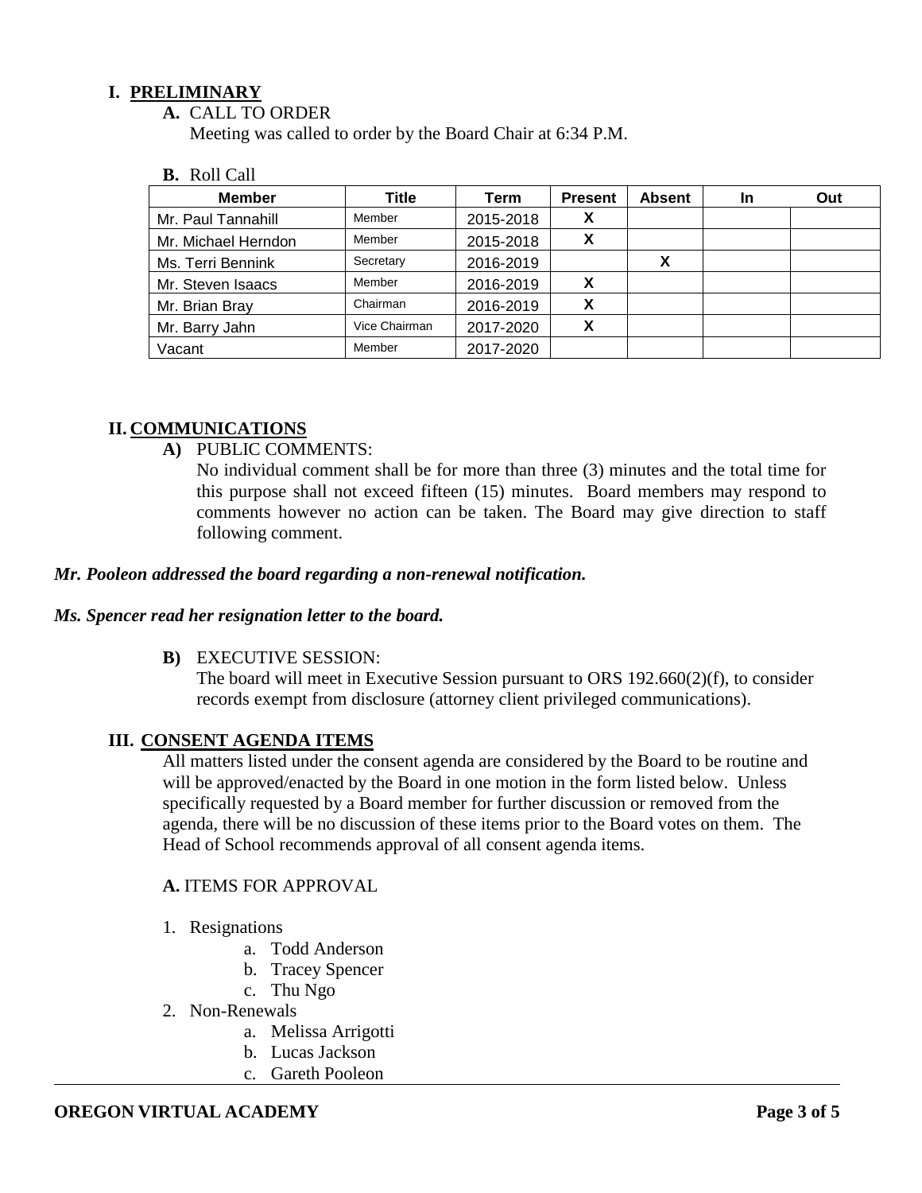## I. PRELIMINARY

**A.** CALL TO ORDER

Meeting was called to order by the Board Chair at 6:34 P.M.

**B.** Roll Call

| Member | Title | Term | Present | Absent | In | Out |
|---|---|---|---|---|---|---|
| Mr. Paul Tannahill | Member | 2015-2018 | X | | | |
| Mr. Michael Herndon | Member | 2015-2018 | X | | | |
| Ms. Terri Bennink | Secretary | 2016-2019 | | X | | |
| Mr. Steven Isaacs | Member | 2016-2019 | X | | | |
| Mr. Brian Bray | Chairman | 2016-2019 | X | | | |
| Mr. Barry Jahn | Vice Chairman | 2017-2020 | X | | | |
| Vacant | Member | 2017-2020 | | | | |

## II. COMMUNICATIONS

**A)** PUBLIC COMMENTS:

No individual comment shall be for more than three (3) minutes and the total time for this purpose shall not exceed fifteen (15) minutes. Board members may respond to comments however no action can be taken. The Board may give direction to staff following comment.

***Mr. Pooleon addressed the board regarding a non-renewal notification.***

***Ms. Spencer read her resignation letter to the board.***

**B)** EXECUTIVE SESSION:

The board will meet in Executive Session pursuant to ORS 192.660(2)(f), to consider records exempt from disclosure (attorney client privileged communications).

## III. CONSENT AGENDA ITEMS

All matters listed under the consent agenda are considered by the Board to be routine and will be approved/enacted by the Board in one motion in the form listed below. Unless specifically requested by a Board member for further discussion or removed from the agenda, there will be no discussion of these items prior to the Board votes on them. The Head of School recommends approval of all consent agenda items.

**A.** ITEMS FOR APPROVAL

1. Resignations
   a. Todd Anderson
   b. Tracey Spencer
   c. Thu Ngo
2. Non-Renewals
   a. Melissa Arrigotti
   b. Lucas Jackson
   c. Gareth Pooleon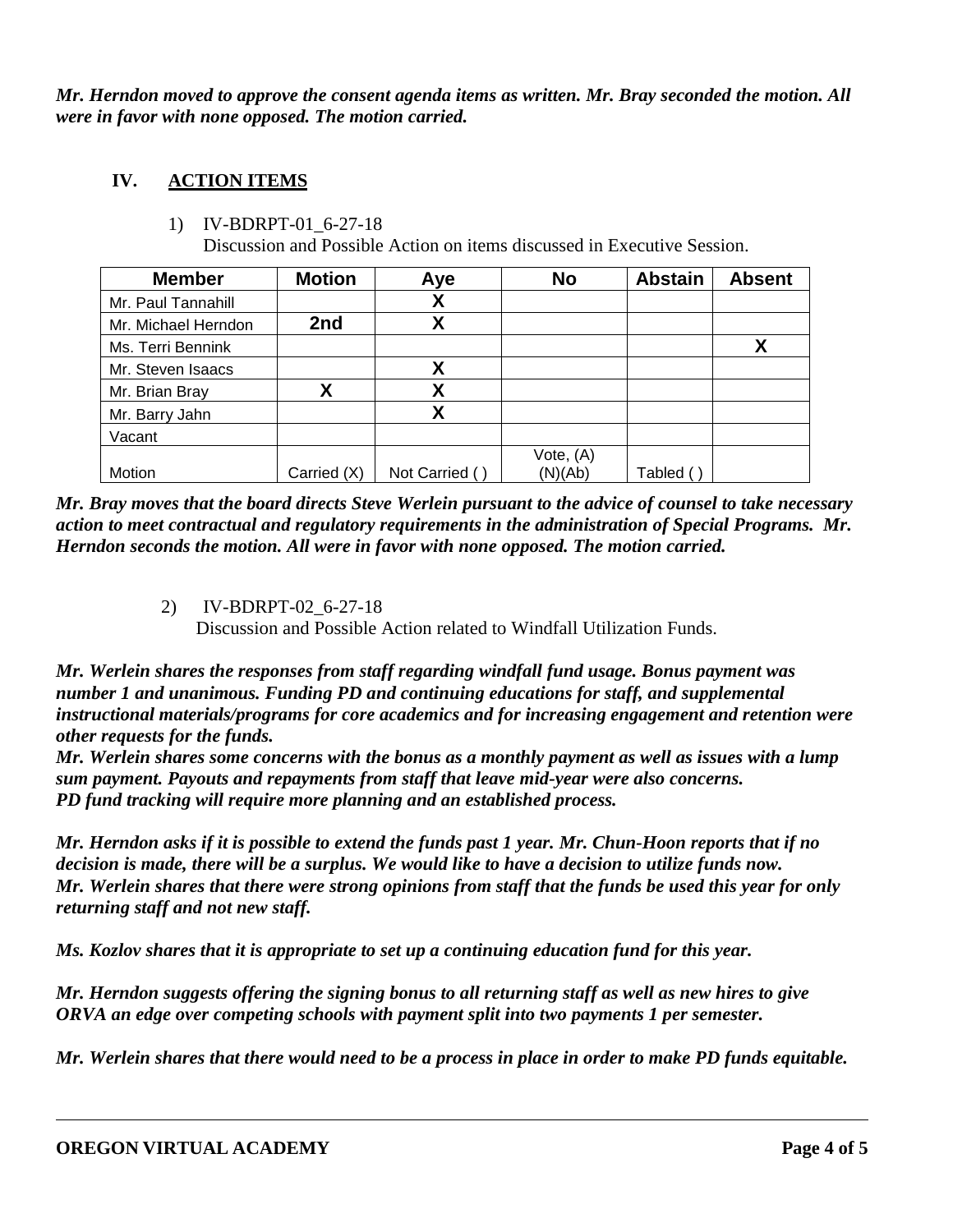***Mr. Herndon moved to approve the consent agenda items as written. Mr. Bray seconded the motion. All were in favor with none opposed. The motion carried.***

## IV. ACTION ITEMS

1) IV-BDRPT-01_6-27-18
   Discussion and Possible Action on items discussed in Executive Session.

| Member | Motion | Aye | No | Abstain | Absent |
|---|---|---|---|---|---|
| Mr. Paul Tannahill | | X | | | |
| Mr. Michael Herndon | 2nd | X | | | |
| Ms. Terri Bennink | | | | | X |
| Mr. Steven Isaacs | | X | | | |
| Mr. Brian Bray | X | X | | | |
| Mr. Barry Jahn | | X | | | |
| Vacant | | | | | |
| Motion | Carried (X) | Not Carried ( ) | Vote, (A) (N)(Ab) | Tabled ( ) | |

***Mr. Bray moves that the board directs Steve Werlein pursuant to the advice of counsel to take necessary action to meet contractual and regulatory requirements in the administration of Special Programs. Mr. Herndon seconds the motion. All were in favor with none opposed. The motion carried.***

2) IV-BDRPT-02_6-27-18
   Discussion and Possible Action related to Windfall Utilization Funds.

***Mr. Werlein shares the responses from staff regarding windfall fund usage. Bonus payment was number 1 and unanimous. Funding PD and continuing educations for staff, and supplemental instructional materials/programs for core academics and for increasing engagement and retention were other requests for the funds.***
***Mr. Werlein shares some concerns with the bonus as a monthly payment as well as issues with a lump sum payment. Payouts and repayments from staff that leave mid-year were also concerns.***
***PD fund tracking will require more planning and an established process.***

***Mr. Herndon asks if it is possible to extend the funds past 1 year. Mr. Chun-Hoon reports that if no decision is made, there will be a surplus. We would like to have a decision to utilize funds now.***
***Mr. Werlein shares that there were strong opinions from staff that the funds be used this year for only returning staff and not new staff.***

***Ms. Kozlov shares that it is appropriate to set up a continuing education fund for this year.***

***Mr. Herndon suggests offering the signing bonus to all returning staff as well as new hires to give ORVA an edge over competing schools with payment split into two payments 1 per semester.***

***Mr. Werlein shares that there would need to be a process in place in order to make PD funds equitable.***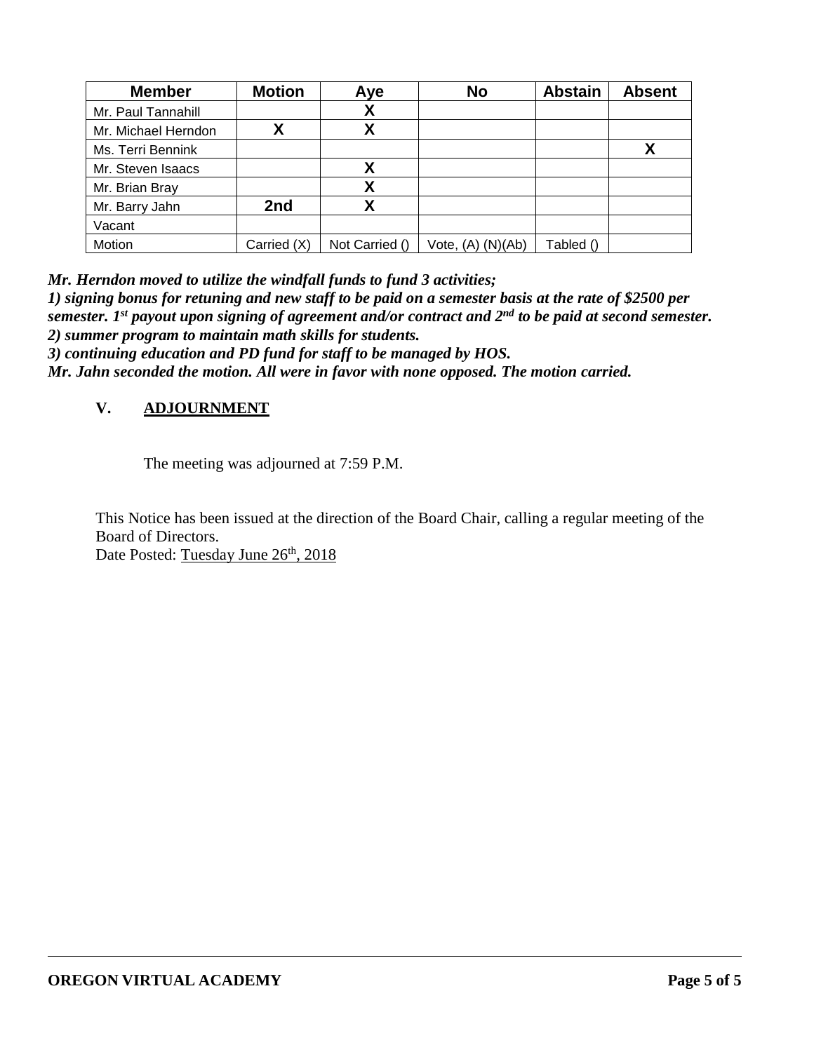| Member | Motion | Aye | No | Abstain | Absent |
|---|---|---|---|---|---|
| Mr. Paul Tannahill | | X | | | |
| Mr. Michael Herndon | X | X | | | |
| Ms. Terri Bennink | | | | | X |
| Mr. Steven Isaacs | | X | | | |
| Mr. Brian Bray | | X | | | |
| Mr. Barry Jahn | 2nd | X | | | |
| Vacant | | | | | |
| Motion | Carried (X) | Not Carried () | Vote, (A) (N)(Ab) | Tabled () | |

***Mr. Herndon moved to utilize the windfall funds to fund 3 activities;***
***1) signing bonus for retuning and new staff to be paid on a semester basis at the rate of $2500 per semester. 1st payout upon signing of agreement and/or contract and 2nd to be paid at second semester.***
***2) summer program to maintain math skills for students.***
***3) continuing education and PD fund for staff to be managed by HOS.***
***Mr. Jahn seconded the motion. All were in favor with none opposed. The motion carried.***

## V. ADJOURNMENT

The meeting was adjourned at 7:59 P.M.

This Notice has been issued at the direction of the Board Chair, calling a regular meeting of the Board of Directors.
Date Posted: Tuesday June 26th, 2018